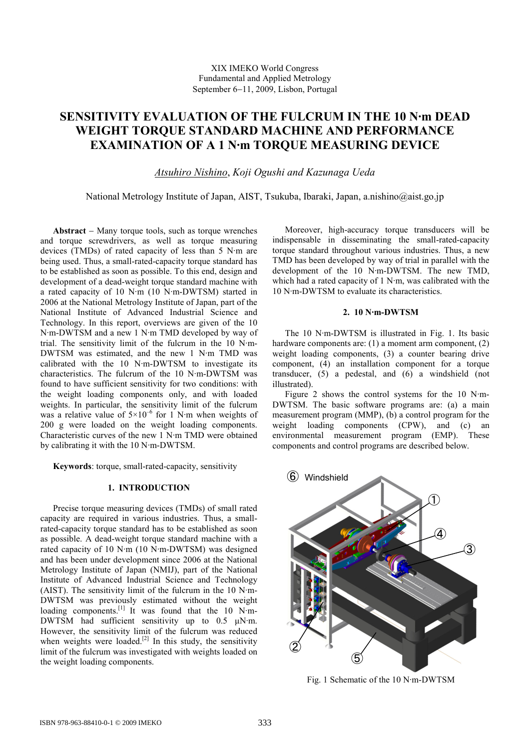XIX IMEKO World Congress
Fundamental and Applied Metrology
September 6−11, 2009, Lisbon, Portugal

# SENSITIVITY EVALUATION OF THE FULCRUM IN THE 10 N·m DEAD WEIGHT TORQUE STANDARD MACHINE AND PERFORMANCE EXAMINATION OF A 1 N·m TORQUE MEASURING DEVICE

*Atsuhiro Nishino*, *Koji Ogushi and Kazunaga Ueda*

National Metrology Institute of Japan, AIST, Tsukuba, Ibaraki, Japan, a.nishino@aist.go.jp

**Abstract** − Many torque tools, such as torque wrenches and torque screwdrivers, as well as torque measuring devices (TMDs) of rated capacity of less than 5 N·m are being used. Thus, a small-rated-capacity torque standard has to be established as soon as possible. To this end, design and development of a dead-weight torque standard machine with a rated capacity of 10 N·m (10 N·m-DWTSM) started in 2006 at the National Metrology Institute of Japan, part of the National Institute of Advanced Industrial Science and Technology. In this report, overviews are given of the 10 N·m-DWTSM and a new 1 N·m TMD developed by way of trial. The sensitivity limit of the fulcrum in the 10 N·m-DWTSM was estimated, and the new 1 N·m TMD was calibrated with the 10 N·m-DWTSM to investigate its characteristics. The fulcrum of the 10 N·m-DWTSM was found to have sufficient sensitivity for two conditions: with the weight loading components only, and with loaded weights. In particular, the sensitivity limit of the fulcrum was a relative value of $5×10^{−6}$ for 1 N·m when weights of 200 g were loaded on the weight loading components. Characteristic curves of the new 1 N·m TMD were obtained by calibrating it with the 10 N·m-DWTSM.

**Keywords**: torque, small-rated-capacity, sensitivity

## 1. INTRODUCTION

Precise torque measuring devices (TMDs) of small rated capacity are required in various industries. Thus, a small-rated-capacity torque standard has to be established as soon as possible. A dead-weight torque standard machine with a rated capacity of 10 N·m (10 N·m-DWTSM) was designed and has been under development since 2006 at the National Metrology Institute of Japan (NMIJ), part of the National Institute of Advanced Industrial Science and Technology (AIST). The sensitivity limit of the fulcrum in the 10 N·m-DWTSM was previously estimated without the weight loading components.[1] It was found that the 10 N·m-DWTSM had sufficient sensitivity up to 0.5 μN·m. However, the sensitivity limit of the fulcrum was reduced when weights were loaded.[2] In this study, the sensitivity limit of the fulcrum was investigated with weights loaded on the weight loading components.

Moreover, high-accuracy torque transducers will be indispensable in disseminating the small-rated-capacity torque standard throughout various industries. Thus, a new TMD has been developed by way of trial in parallel with the development of the 10 N·m-DWTSM. The new TMD, which had a rated capacity of 1 N·m, was calibrated with the 10 N·m-DWTSM to evaluate its characteristics.

## 2. 10 N·m-DWTSM

The 10 N·m-DWTSM is illustrated in Fig. 1. Its basic hardware components are: (1) a moment arm component, (2) weight loading components, (3) a counter bearing drive component, (4) an installation component for a torque transducer, (5) a pedestal, and (6) a windshield (not illustrated).

Figure 2 shows the control systems for the 10 N·m-DWTSM. The basic software programs are: (a) a main measurement program (MMP), (b) a control program for the weight loading components (CPW), and (c) an environmental measurement program (EMP). These components and control programs are described below.

Fig. 1 Schematic of the 10 N·m-DWTSM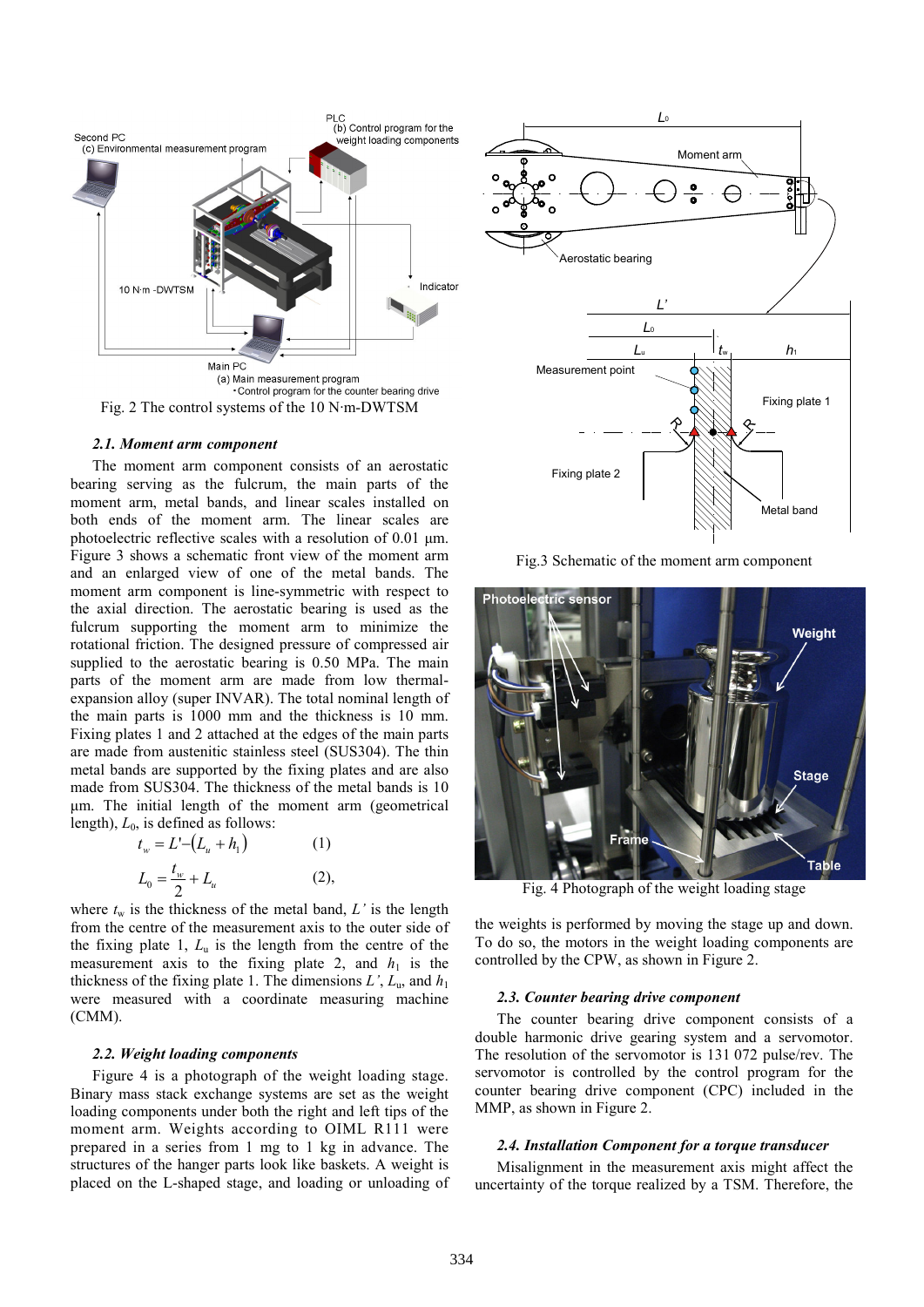Fig. 2 The control systems of the 10 N·m-DWTSM

### 2.1. Moment arm component

The moment arm component consists of an aerostatic bearing serving as the fulcrum, the main parts of the moment arm, metal bands, and linear scales installed on both ends of the moment arm. The linear scales are photoelectric reflective scales with a resolution of 0.01 µm. Figure 3 shows a schematic front view of the moment arm and an enlarged view of one of the metal bands. The moment arm component is line-symmetric with respect to the axial direction. The aerostatic bearing is used as the fulcrum supporting the moment arm to minimize the rotational friction. The designed pressure of compressed air supplied to the aerostatic bearing is 0.50 MPa. The main parts of the moment arm are made from low thermal-expansion alloy (super INVAR). The total nominal length of the main parts is 1000 mm and the thickness is 10 mm. Fixing plates 1 and 2 attached at the edges of the main parts are made from austenitic stainless steel (SUS304). The thin metal bands are supported by the fixing plates and are also made from SUS304. The thickness of the metal bands is 10 µm. The initial length of the moment arm (geometrical length), $L_0$, is defined as follows:

$$t_w = L' - (L_u + h_1) \quad (1)$$

$$L_0 = \frac{t_w}{2} + L_u \quad (2),$$

where $t_w$ is the thickness of the metal band, $L'$ is the length from the centre of the measurement axis to the outer side of the fixing plate 1, $L_u$ is the length from the centre of the measurement axis to the fixing plate 2, and $h_1$ is the thickness of the fixing plate 1. The dimensions $L'$, $L_u$, and $h_1$ were measured with a coordinate measuring machine (CMM).

### 2.2. Weight loading components

Figure 4 is a photograph of the weight loading stage. Binary mass stack exchange systems are set as the weight loading components under both the right and left tips of the moment arm. Weights according to OIML R111 were prepared in a series from 1 mg to 1 kg in advance. The structures of the hanger parts look like baskets. A weight is placed on the L-shaped stage, and loading or unloading of the weights is performed by moving the stage up and down. To do so, the motors in the weight loading components are controlled by the CPW, as shown in Figure 2.

Fig.3 Schematic of the moment arm component

Fig. 4 Photograph of the weight loading stage

### 2.3. Counter bearing drive component

The counter bearing drive component consists of a double harmonic drive gearing system and a servomotor. The resolution of the servomotor is 131 072 pulse/rev. The servomotor is controlled by the control program for the counter bearing drive component (CPC) included in the MMP, as shown in Figure 2.

### 2.4. Installation Component for a torque transducer

Misalignment in the measurement axis might affect the uncertainty of the torque realized by a TSM. Therefore, the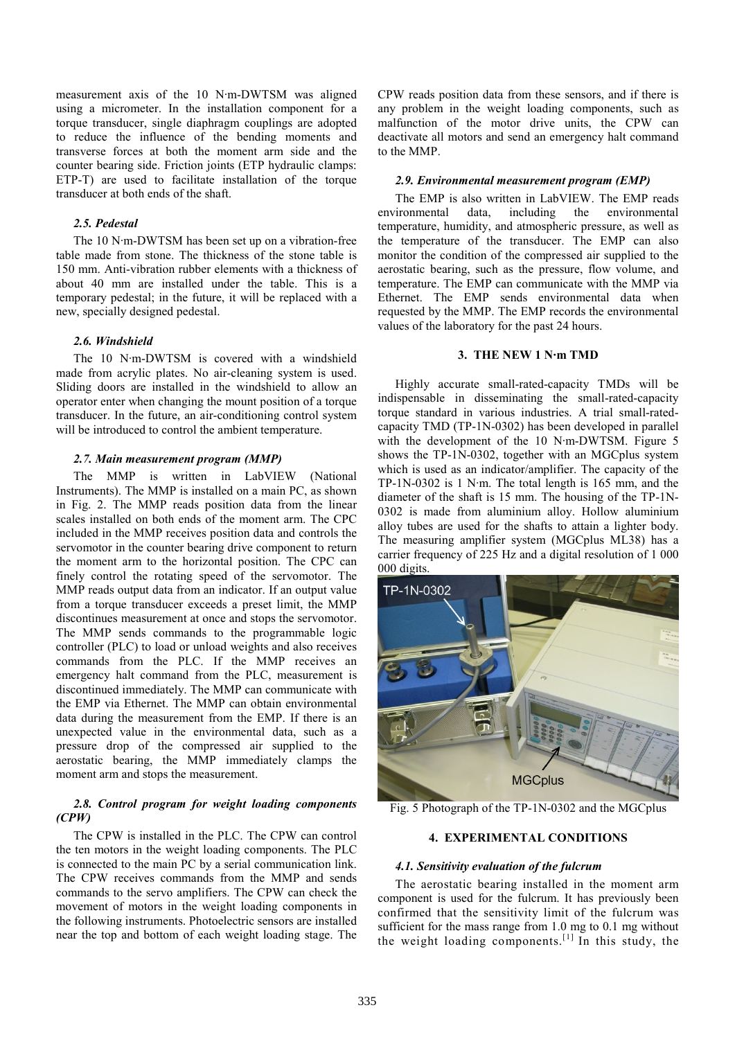measurement axis of the 10 N·m-DWTSM was aligned using a micrometer. In the installation component for a torque transducer, single diaphragm couplings are adopted to reduce the influence of the bending moments and transverse forces at both the moment arm side and the counter bearing side. Friction joints (ETP hydraulic clamps: ETP-T) are used to facilitate installation of the torque transducer at both ends of the shaft.

### *2.5. Pedestal*

The 10 N·m-DWTSM has been set up on a vibration-free table made from stone. The thickness of the stone table is 150 mm. Anti-vibration rubber elements with a thickness of about 40 mm are installed under the table. This is a temporary pedestal; in the future, it will be replaced with a new, specially designed pedestal.

### *2.6. Windshield*

The 10 N·m-DWTSM is covered with a windshield made from acrylic plates. No air-cleaning system is used. Sliding doors are installed in the windshield to allow an operator enter when changing the mount position of a torque transducer. In the future, an air-conditioning control system will be introduced to control the ambient temperature.

### *2.7. Main measurement program (MMP)*

The MMP is written in LabVIEW (National Instruments). The MMP is installed on a main PC, as shown in Fig. 2. The MMP reads position data from the linear scales installed on both ends of the moment arm. The CPC included in the MMP receives position data and controls the servomotor in the counter bearing drive component to return the moment arm to the horizontal position. The CPC can finely control the rotating speed of the servomotor. The MMP reads output data from an indicator. If an output value from a torque transducer exceeds a preset limit, the MMP discontinues measurement at once and stops the servomotor. The MMP sends commands to the programmable logic controller (PLC) to load or unload weights and also receives commands from the PLC. If the MMP receives an emergency halt command from the PLC, measurement is discontinued immediately. The MMP can communicate with the EMP via Ethernet. The MMP can obtain environmental data during the measurement from the EMP. If there is an unexpected value in the environmental data, such as a pressure drop of the compressed air supplied to the aerostatic bearing, the MMP immediately clamps the moment arm and stops the measurement.

### *2.8. Control program for weight loading components (CPW)*

The CPW is installed in the PLC. The CPW can control the ten motors in the weight loading components. The PLC is connected to the main PC by a serial communication link. The CPW receives commands from the MMP and sends commands to the servo amplifiers. The CPW can check the movement of motors in the weight loading components in the following instruments. Photoelectric sensors are installed near the top and bottom of each weight loading stage. The CPW reads position data from these sensors, and if there is any problem in the weight loading components, such as malfunction of the motor drive units, the CPW can deactivate all motors and send an emergency halt command to the MMP.

### *2.9. Environmental measurement program (EMP)*

The EMP is also written in LabVIEW. The EMP reads environmental data, including the environmental temperature, humidity, and atmospheric pressure, as well as the temperature of the transducer. The EMP can also monitor the condition of the compressed air supplied to the aerostatic bearing, such as the pressure, flow volume, and temperature. The EMP can communicate with the MMP via Ethernet. The EMP sends environmental data when requested by the MMP. The EMP records the environmental values of the laboratory for the past 24 hours.

## 3. THE NEW 1 N·m TMD

Highly accurate small-rated-capacity TMDs will be indispensable in disseminating the small-rated-capacity torque standard in various industries. A trial small-rated-capacity TMD (TP-1N-0302) has been developed in parallel with the development of the 10 N·m-DWTSM. Figure 5 shows the TP-1N-0302, together with an MGCplus system which is used as an indicator/amplifier. The capacity of the TP-1N-0302 is 1 N·m. The total length is 165 mm, and the diameter of the shaft is 15 mm. The housing of the TP-1N-0302 is made from aluminium alloy. Hollow aluminium alloy tubes are used for the shafts to attain a lighter body. The measuring amplifier system (MGCplus ML38) has a carrier frequency of 225 Hz and a digital resolution of 1 000 000 digits.

Fig. 5 Photograph of the TP-1N-0302 and the MGCplus

## 4. EXPERIMENTAL CONDITIONS

### *4.1. Sensitivity evaluation of the fulcrum*

The aerostatic bearing installed in the moment arm component is used for the fulcrum. It has previously been confirmed that the sensitivity limit of the fulcrum was sufficient for the mass range from 1.0 mg to 0.1 mg without the weight loading components.[1] In this study, the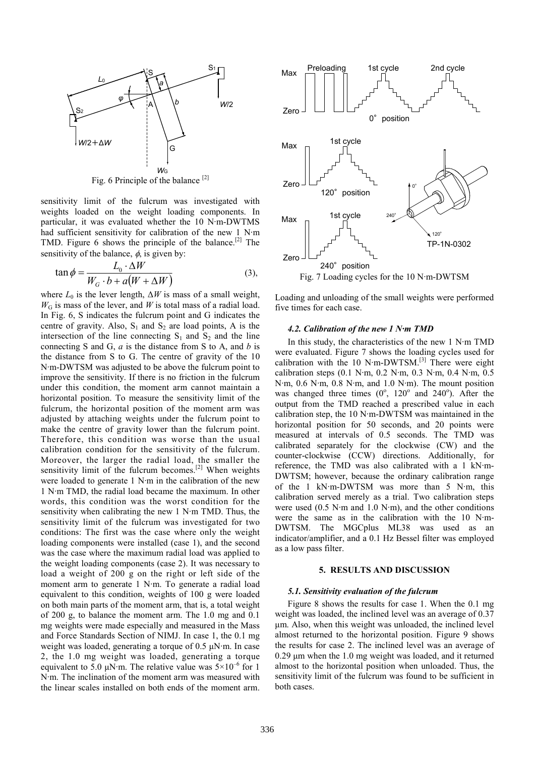Fig. 6 Principle of the balance [2]

sensitivity limit of the fulcrum was investigated with weights loaded on the weight loading components. In particular, it was evaluated whether the 10 N·m-DWTMS had sufficient sensitivity for calibration of the new 1 N·m TMD. Figure 6 shows the principle of the balance.[2] The sensitivity of the balance, $\phi$, is given by:

$$\tan\phi = \frac{L_0 \cdot \Delta W}{W_G \cdot b + a(W + \Delta W)} \tag{3}$$

where $L_0$ is the lever length, $\Delta W$ is mass of a small weight, $W_G$ is mass of the lever, and $W$ is total mass of a radial load. In Fig. 6, S indicates the fulcrum point and G indicates the centre of gravity. Also, $S_1$ and $S_2$ are load points, A is the intersection of the line connecting $S_1$ and $S_2$ and the line connecting S and G, $a$ is the distance from S to A, and $b$ is the distance from S to G. The centre of gravity of the 10 N·m-DWTSM was adjusted to be above the fulcrum point to improve the sensitivity. If there is no friction in the fulcrum under this condition, the moment arm cannot maintain a horizontal position. To measure the sensitivity limit of the fulcrum, the horizontal position of the moment arm was adjusted by attaching weights under the fulcrum point to make the centre of gravity lower than the fulcrum point. Therefore, this condition was worse than the usual calibration condition for the sensitivity of the fulcrum. Moreover, the larger the radial load, the smaller the sensitivity limit of the fulcrum becomes.[2] When weights were loaded to generate 1 N·m in the calibration of the new 1 N·m TMD, the radial load became the maximum. In other words, this condition was the worst condition for the sensitivity when calibrating the new 1 N·m TMD. Thus, the sensitivity limit of the fulcrum was investigated for two conditions: The first was the case where only the weight loading components were installed (case 1), and the second was the case where the maximum radial load was applied to the weight loading components (case 2). It was necessary to load a weight of 200 g on the right or left side of the moment arm to generate 1 N·m. To generate a radial load equivalent to this condition, weights of 100 g were loaded on both main parts of the moment arm, that is, a total weight of 200 g, to balance the moment arm. The 1.0 mg and 0.1 mg weights were made especially and measured in the Mass and Force Standards Section of NIMJ. In case 1, the 0.1 mg weight was loaded, generating a torque of 0.5 μN·m. In case 2, the 1.0 mg weight was loaded, generating a torque equivalent to 5.0 μN·m. The relative value was $5\times10^{-6}$ for 1 N·m. The inclination of the moment arm was measured with the linear scales installed on both ends of the moment arm. Loading and unloading of the small weights were performed five times for each case.

Fig. 7 Loading cycles for the 10 N·m-DWTSM

### 4.2. Calibration of the new 1 N·m TMD

In this study, the characteristics of the new 1 N·m TMD were evaluated. Figure 7 shows the loading cycles used for calibration with the 10 N·m-DWTSM.[3] There were eight calibration steps (0.1 N·m, 0.2 N·m, 0.3 N·m, 0.4 N·m, 0.5 N·m, 0.6 N·m, 0.8 N·m, and 1.0 N·m). The mount position was changed three times (0°, 120° and 240°). After the output from the TMD reached a prescribed value in each calibration step, the 10 N·m-DWTSM was maintained in the horizontal position for 50 seconds, and 20 points were measured at intervals of 0.5 seconds. The TMD was calibrated separately for the clockwise (CW) and the counter-clockwise (CCW) directions. Additionally, for reference, the TMD was also calibrated with a 1 kN·m-DWTSM; however, because the ordinary calibration range of the 1 kN·m-DWTSM was more than 5 N·m, this calibration served merely as a trial. Two calibration steps were used (0.5 N·m and 1.0 N·m), and the other conditions were the same as in the calibration with the 10 N·m-DWTSM. The MGCplus ML38 was used as an indicator/amplifier, and a 0.1 Hz Bessel filter was employed as a low pass filter.

## 5. RESULTS AND DISCUSSION

### 5.1. Sensitivity evaluation of the fulcrum

Figure 8 shows the results for case 1. When the 0.1 mg weight was loaded, the inclined level was an average of 0.37 μm. Also, when this weight was unloaded, the inclined level almost returned to the horizontal position. Figure 9 shows the results for case 2. The inclined level was an average of 0.29 μm when the 1.0 mg weight was loaded, and it returned almost to the horizontal position when unloaded. Thus, the sensitivity limit of the fulcrum was found to be sufficient in both cases.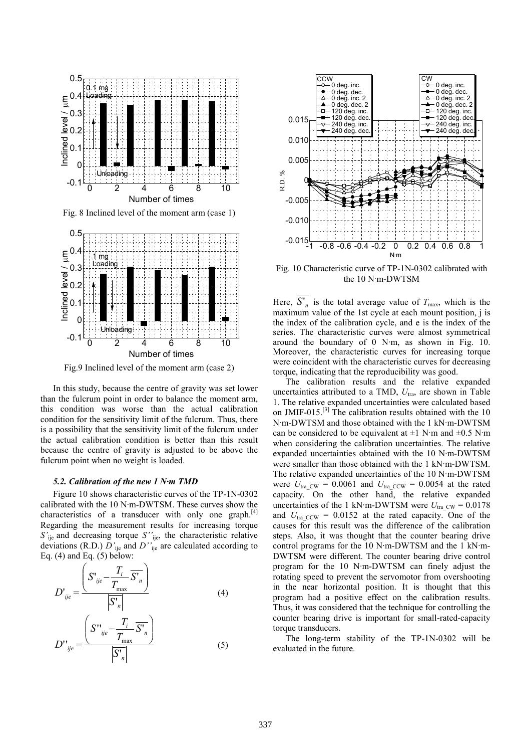Fig. 8 Inclined level of the moment arm (case 1)

Fig.9 Inclined level of the moment arm (case 2)

In this study, because the centre of gravity was set lower than the fulcrum point in order to balance the moment arm, this condition was worse than the actual calibration condition for the sensitivity limit of the fulcrum. Thus, there is a possibility that the sensitivity limit of the fulcrum under the actual calibration condition is better than this result because the centre of gravity is adjusted to be above the fulcrum point when no weight is loaded.

### *5.2. Calibration of the new 1 N·m TMD*

Figure 10 shows characteristic curves of the TP-1N-0302 calibrated with the 10 N·m-DWTSM. These curves show the characteristics of a transducer with only one graph.[4] Regarding the measurement results for increasing torque $S'_{ije}$ and decreasing torque $S''_{ije}$, the characteristic relative deviations (R.D.) $D'_{ije}$ and $D''_{ije}$ are calculated according to Eq. (4) and Eq. (5) below:

$$D'_{ije} = \frac{\left( S'_{ije} - \dfrac{T_i}{T_{\max}} \overline{S'_n} \right)}{\left| \overline{S'_n} \right|} \tag{4}$$

$$D''_{ije} = \frac{\left( S''_{ije} - \dfrac{T_i}{T_{\max}} \overline{S'_n} \right)}{\left| \overline{S'_n} \right|} \tag{5}$$

Fig. 10 Characteristic curve of TP-1N-0302 calibrated with the 10 N·m-DWTSM

Here, $\overline{S'_n}$ is the total average value of $T_{\max}$, which is the maximum value of the 1st cycle at each mount position, j is the index of the calibration cycle, and e is the index of the series. The characteristic curves were almost symmetrical around the boundary of 0 N·m, as shown in Fig. 10. Moreover, the characteristic curves for increasing torque were coincident with the characteristic curves for decreasing torque, indicating that the reproducibility was good.

The calibration results and the relative expanded uncertainties attributed to a TMD, $U_{\text{tra}}$, are shown in Table 1. The relative expanded uncertainties were calculated based on JMIF-015.[3] The calibration results obtained with the 10 N·m-DWTSM and those obtained with the 1 kN·m-DWTSM can be considered to be equivalent at ±1 N·m and ±0.5 N·m when considering the calibration uncertainties. The relative expanded uncertainties obtained with the 10 N·m-DWTSM were smaller than those obtained with the 1 kN·m-DWTSM. The relative expanded uncertainties of the 10 N·m-DWTSM were $U_{\text{tra\_CW}}$ = 0.0061 and $U_{\text{tra\_CCW}}$ = 0.0054 at the rated capacity. On the other hand, the relative expanded uncertainties of the 1 kN·m-DWTSM were $U_{\text{tra\_CW}}$ = 0.0178 and $U_{\text{tra\_CCW}}$ = 0.0152 at the rated capacity. One of the causes for this result was the difference of the calibration steps. Also, it was thought that the counter bearing drive control programs for the 10 N·m-DWTSM and the 1 kN·m-DWTSM were different. The counter bearing drive control program for the 10 N·m-DWTSM can finely adjust the rotating speed to prevent the servomotor from overshooting in the near horizontal position. It is thought that this program had a positive effect on the calibration results. Thus, it was considered that the technique for controlling the counter bearing drive is important for small-rated-capacity torque transducers.

The long-term stability of the TP-1N-0302 will be evaluated in the future.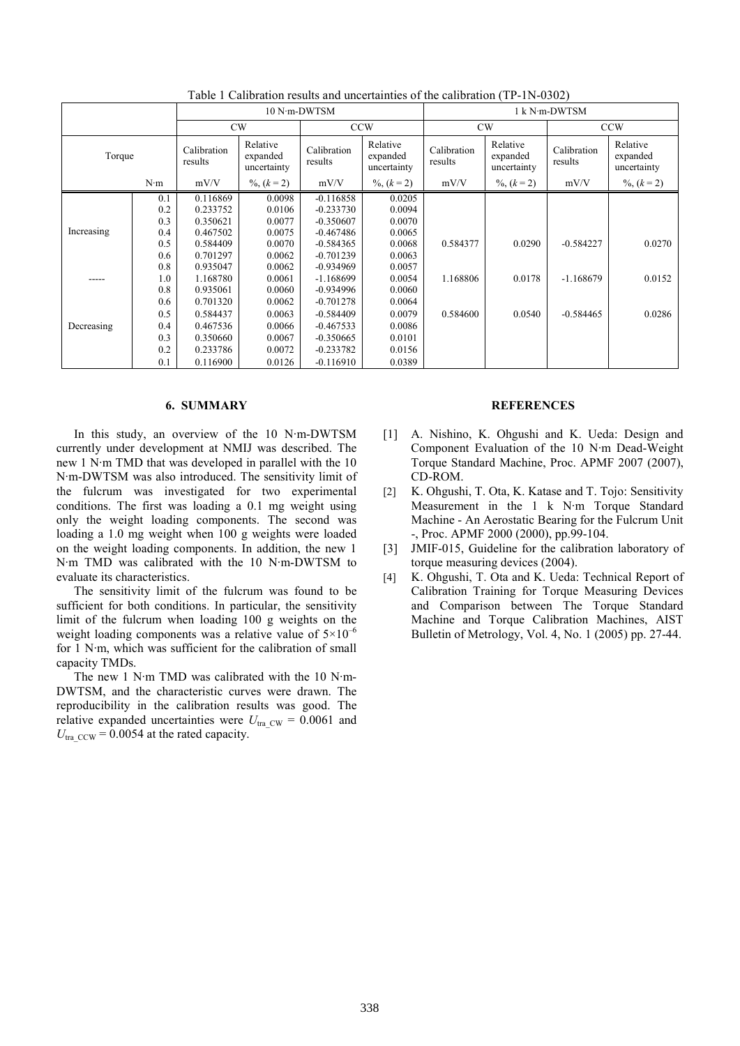Table 1 Calibration results and uncertainties of the calibration (TP-1N-0302)

| | | 10 N·m-DWTSM | | | | 1 k N·m-DWTSM | | | |
|---|---|---|---|---|---|---|---|---|---|
| | | CW | | CCW | | CW | | CCW | |
| Torque | | Calibration results | Relative expanded uncertainty | Calibration results | Relative expanded uncertainty | Calibration results | Relative expanded uncertainty | Calibration results | Relative expanded uncertainty |
| | N·m | mV/V | %, $(k = 2)$ | mV/V | %, $(k = 2)$ | mV/V | %, $(k = 2)$ | mV/V | %, $(k = 2)$ |
| Increasing | 0.1 | 0.116869 | 0.0098 | -0.116858 | 0.0205 | | | | |
| | 0.2 | 0.233752 | 0.0106 | -0.233730 | 0.0094 | | | | |
| | 0.3 | 0.350621 | 0.0077 | -0.350607 | 0.0070 | | | | |
| | 0.4 | 0.467502 | 0.0075 | -0.467486 | 0.0065 | | | | |
| | 0.5 | 0.584409 | 0.0070 | -0.584365 | 0.0068 | 0.584377 | 0.0290 | -0.584227 | 0.0270 |
| | 0.6 | 0.701297 | 0.0062 | -0.701239 | 0.0063 | | | | |
| | 0.8 | 0.935047 | 0.0062 | -0.934969 | 0.0057 | | | | |
| ----- | 1.0 | 1.168780 | 0.0061 | -1.168699 | 0.0054 | 1.168806 | 0.0178 | -1.168679 | 0.0152 |
| Decreasing | 0.8 | 0.935061 | 0.0060 | -0.934996 | 0.0060 | | | | |
| | 0.6 | 0.701320 | 0.0062 | -0.701278 | 0.0064 | | | | |
| | 0.5 | 0.584437 | 0.0063 | -0.584409 | 0.0079 | 0.584600 | 0.0540 | -0.584465 | 0.0286 |
| | 0.4 | 0.467536 | 0.0066 | -0.467533 | 0.0086 | | | | |
| | 0.3 | 0.350660 | 0.0067 | -0.350665 | 0.0101 | | | | |
| | 0.2 | 0.233786 | 0.0072 | -0.233782 | 0.0156 | | | | |
| | 0.1 | 0.116900 | 0.0126 | -0.116910 | 0.0389 | | | | |

## 6. SUMMARY

In this study, an overview of the 10 N·m-DWTSM currently under development at NMIJ was described. The new 1 N·m TMD that was developed in parallel with the 10 N·m-DWTSM was also introduced. The sensitivity limit of the fulcrum was investigated for two experimental conditions. The first was loading a 0.1 mg weight using only the weight loading components. The second was loading a 1.0 mg weight when 100 g weights were loaded on the weight loading components. In addition, the new 1 N·m TMD was calibrated with the 10 N·m-DWTSM to evaluate its characteristics.

The sensitivity limit of the fulcrum was found to be sufficient for both conditions. In particular, the sensitivity limit of the fulcrum when loading 100 g weights on the weight loading components was a relative value of $5\times10^{-6}$ for 1 N·m, which was sufficient for the calibration of small capacity TMDs.

The new 1 N·m TMD was calibrated with the 10 N·m-DWTSM, and the characteristic curves were drawn. The reproducibility in the calibration results was good. The relative expanded uncertainties were $U_{\mathrm{tra\_CW}} = 0.0061$ and $U_{\mathrm{tra\_CCW}} = 0.0054$ at the rated capacity.

## REFERENCES

[1] A. Nishino, K. Ohgushi and K. Ueda: Design and Component Evaluation of the 10 N·m Dead-Weight Torque Standard Machine, Proc. APMF 2007 (2007), CD-ROM.

[2] K. Ohgushi, T. Ota, K. Katase and T. Tojo: Sensitivity Measurement in the 1 k N·m Torque Standard Machine - An Aerostatic Bearing for the Fulcrum Unit -, Proc. APMF 2000 (2000), pp.99-104.

[3] JMIF-015, Guideline for the calibration laboratory of torque measuring devices (2004).

[4] K. Ohgushi, T. Ota and K. Ueda: Technical Report of Calibration Training for Torque Measuring Devices and Comparison between The Torque Standard Machine and Torque Calibration Machines, AIST Bulletin of Metrology, Vol. 4, No. 1 (2005) pp. 27-44.